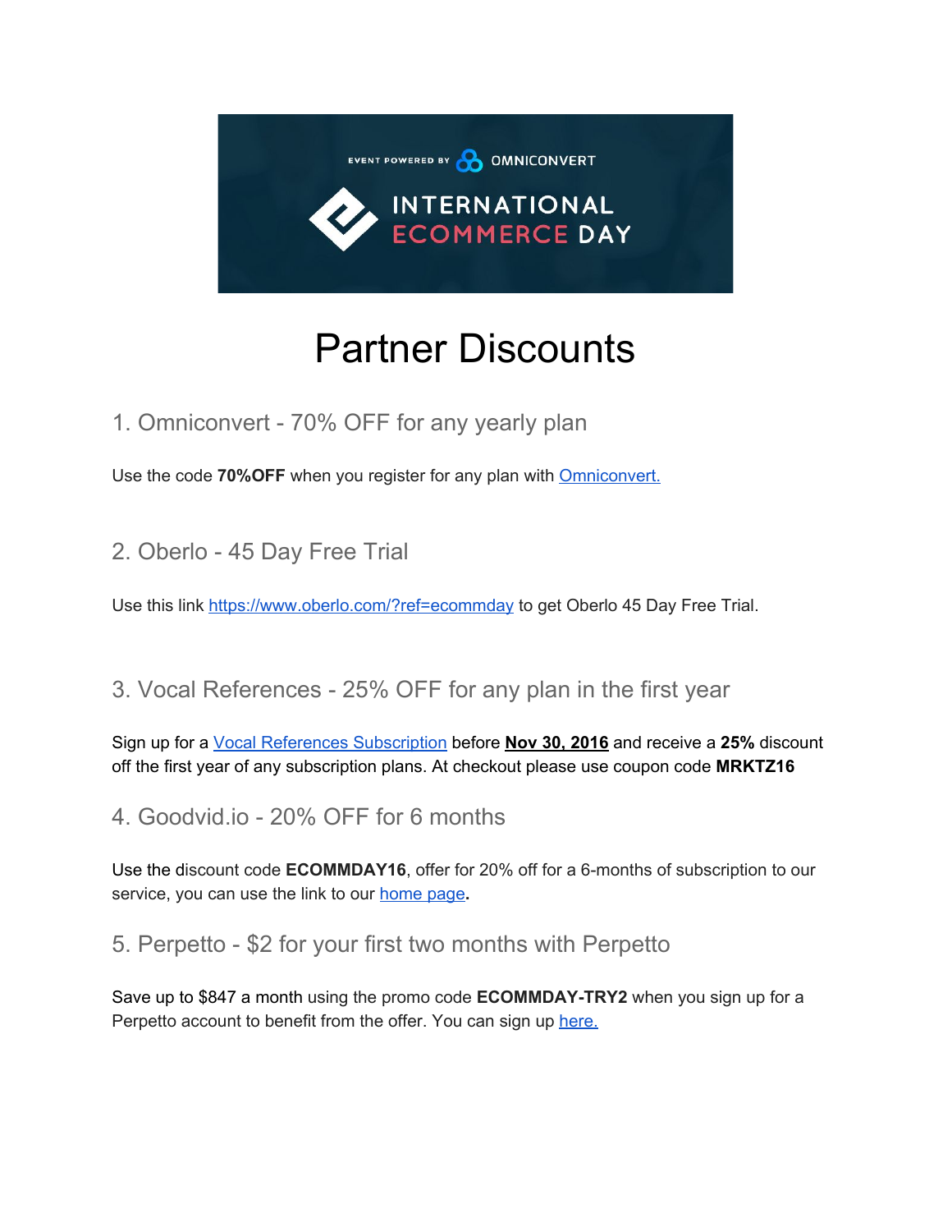EVENT POWERED BY OMNICONVERT

INTERNATIONAL ECOMMERCE DAY

# Partner Discounts

## 1. Omniconvert - 70% OFF for any yearly plan

Use the code **70%OFF** when you register for any plan with [Omniconvert.]()

## 2. Oberlo - 45 Day Free Trial

Use this link [https://www.oberlo.com/?ref=ecommday](https://www.oberlo.com/?ref=ecommday) to get Oberlo 45 Day Free Trial.

## 3. Vocal References - 25% OFF for any plan in the first year

Sign up for a [Vocal References Subscription]() before **Nov 30, 2016** and receive a **25%** discount off the first year of any subscription plans. At checkout please use coupon code **MRKTZ16**

## 4. Goodvid.io - 20% OFF for 6 months

Use the discount code **ECOMMDAY16**, offer for 20% off for a 6-months of subscription to our service, you can use the link to our [home page]()**.**

## 5. Perpetto - $2 for your first two months with Perpetto

Save up to $847 a month using the promo code **ECOMMDAY-TRY2** when you sign up for a Perpetto account to benefit from the offer. You can sign up [here.]()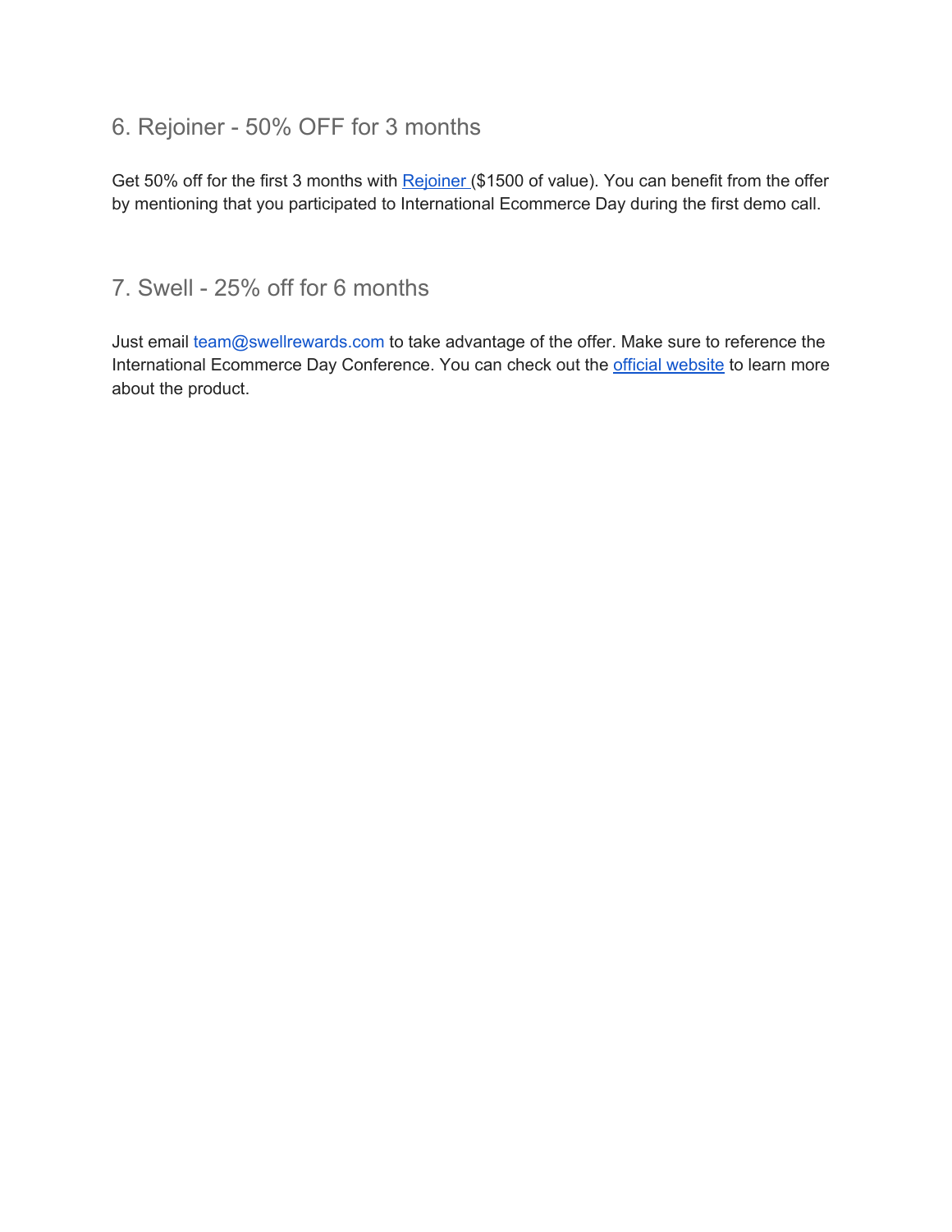## 6. Rejoiner - 50% OFF for 3 months

Get 50% off for the first 3 months with Rejoiner ($1500 of value). You can benefit from the offer by mentioning that you participated to International Ecommerce Day during the first demo call.

## 7. Swell - 25% off for 6 months

Just email team@swellrewards.com to take advantage of the offer. Make sure to reference the International Ecommerce Day Conference. You can check out the official website to learn more about the product.